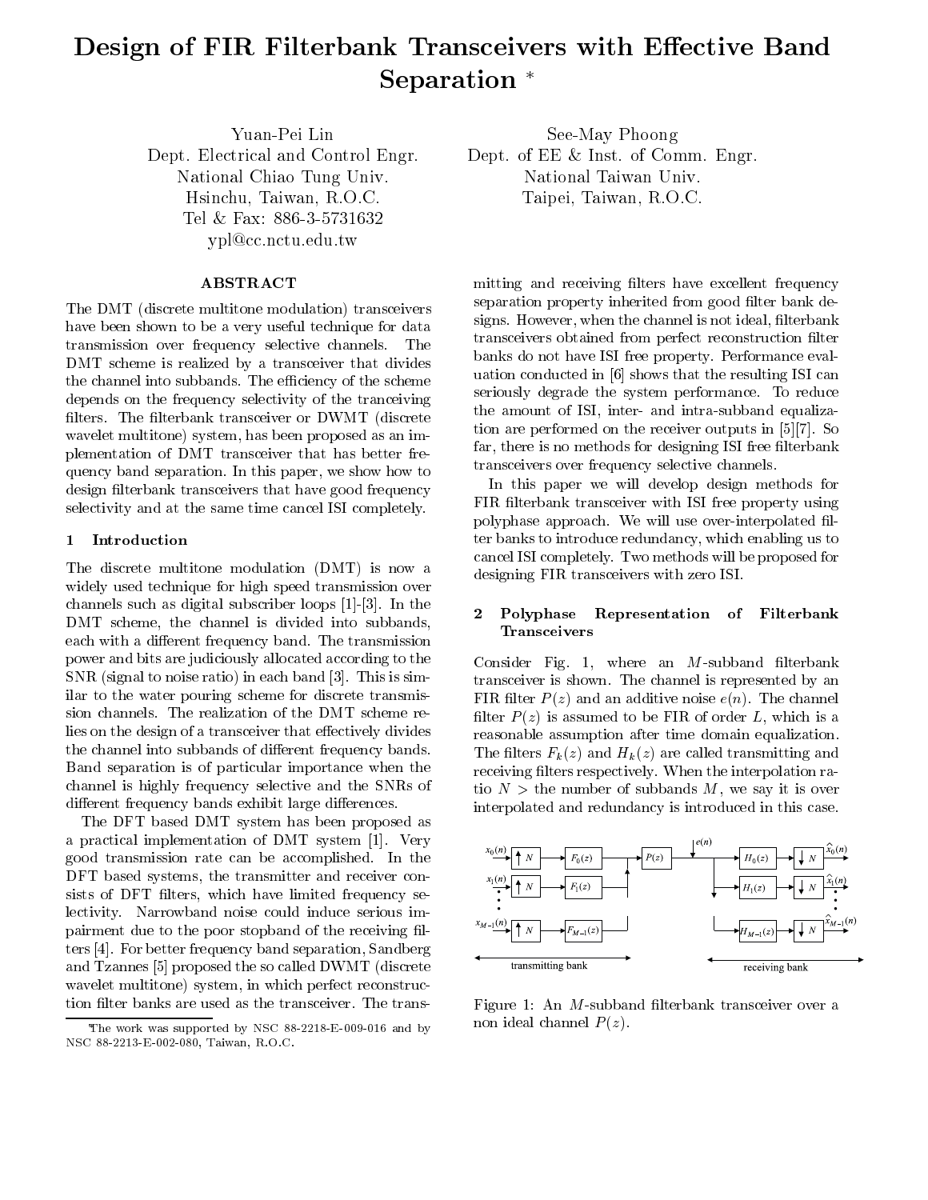# Design of FIR Filterbank Transceivers with Effective Band Separation *

Yuan-Pei Lin
Dept. Electrical and Control Engr.
National Chiao Tung Univ.
Hsinchu, Taiwan, R.O.C.
Tel & Fax: 886-3-5731632
ypl@cc.nctu.edu.tw

See-May Phoong
Dept. of EE & Inst. of Comm. Engr.
National Taiwan Univ.
Taipei, Taiwan, R.O.C.

## ABSTRACT

The DMT (discrete multitone modulation) transceivers have been shown to be a very useful technique for data transmission over frequency selective channels. The DMT scheme is realized by a transceiver that divides the channel into subbands. The efficiency of the scheme depends on the frequency selectivity of the tranceiving filters. The filterbank transceiver or DWMT (discrete wavelet multitone) system, has been proposed as an implementation of DMT transceiver that has better frequency band separation. In this paper, we show how to design filterbank transceivers that have good frequency selectivity and at the same time cancel ISI completely.

## 1 Introduction

The discrete multitone modulation (DMT) is now a widely used technique for high speed transmission over channels such as digital subscriber loops [1]-[3]. In the DMT scheme, the channel is divided into subbands, each with a different frequency band. The transmission power and bits are judiciously allocated according to the SNR (signal to noise ratio) in each band [3]. This is similar to the water pouring scheme for discrete transmission channels. The realization of the DMT scheme relies on the design of a transceiver that effectively divides the channel into subbands of different frequency bands. Band separation is of particular importance when the channel is highly frequency selective and the SNRs of different frequency bands exhibit large differences.

The DFT based DMT system has been proposed as a practical implementation of DMT system [1]. Very good transmission rate can be accomplished. In the DFT based systems, the transmitter and receiver consists of DFT filters, which have limited frequency selectivity. Narrowband noise could induce serious impairment due to the poor stopband of the receiving filters [4]. For better frequency band separation, Sandberg and Tzannes [5] proposed the so called DWMT (discrete wavelet multitone) system, in which perfect reconstruction filter banks are used as the transceiver. The transmitting and receiving filters have excellent frequency separation property inherited from good filter bank designs. However, when the channel is not ideal, filterbank transceivers obtained from perfect reconstruction filter banks do not have ISI free property. Performance evaluation conducted in [6] shows that the resulting ISI can seriously degrade the system performance. To reduce the amount of ISI, inter- and intra-subband equalization are performed on the receiver outputs in [5][7]. So far, there is no methods for designing ISI free filterbank transceivers over frequency selective channels.

In this paper we will develop design methods for FIR filterbank transceiver with ISI free property using polyphase approach. We will use over-interpolated filter banks to introduce redundancy, which enabling us to cancel ISI completely. Two methods will be proposed for designing FIR transceivers with zero ISI.

## 2 Polyphase Representation of Filterbank Transceivers

Consider Fig. 1, where an $M$-subband filterbank transceiver is shown. The channel is represented by an FIR filter $P(z)$ and an additive noise $e(n)$. The channel filter $P(z)$ is assumed to be FIR of order $L$, which is a reasonable assumption after time domain equalization. The filters $F_k(z)$ and $H_k(z)$ are called transmitting and receiving filters respectively. When the interpolation ratio $N >$ the number of subbands $M$, we say it is over interpolated and redundancy is introduced in this case.

Figure 1: An $M$-subband filterbank transceiver over a non ideal channel $P(z)$.

*The work was supported by NSC 88-2218-E-009-016 and by NSC 88-2213-E-002-080, Taiwan, R.O.C.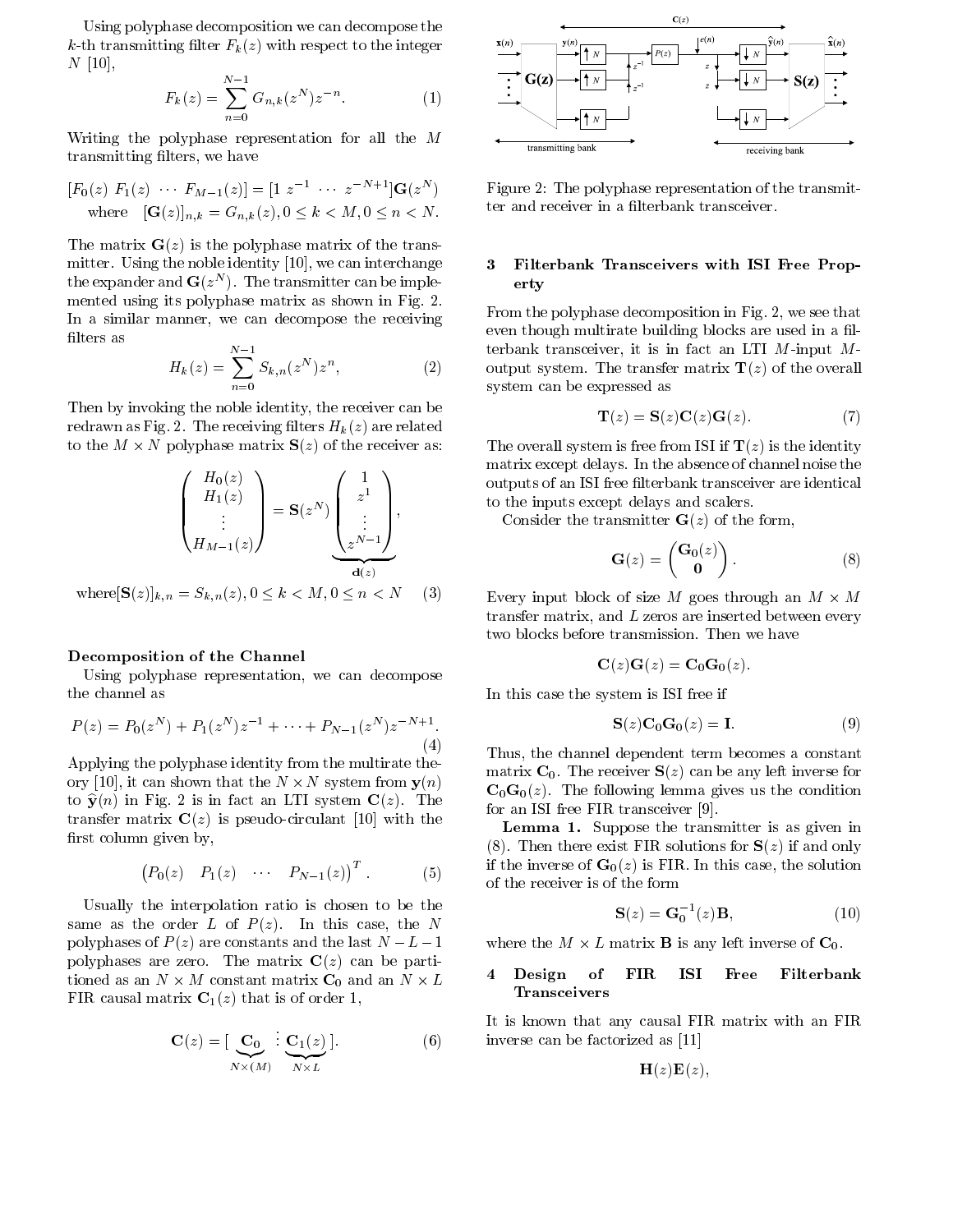Using polyphase decomposition we can decompose the $k$-th transmitting filter $F_k(z)$ with respect to the integer $N$ [10],

$$F_k(z) = \sum_{n=0}^{N-1} G_{n,k}(z^N) z^{-n}. \tag{1}$$

Writing the polyphase representation for all the $M$ transmitting filters, we have

$$[F_0(z)\ F_1(z)\ \cdots\ F_{M-1}(z)] = [1\ z^{-1}\ \cdots\ z^{-N+1}]\mathbf{G}(z^N)$$
$$\text{where} \quad [\mathbf{G}(z)]_{n,k} = G_{n,k}(z), 0 \le k < M, 0 \le n < N.$$

The matrix $\mathbf{G}(z)$ is the polyphase matrix of the transmitter. Using the noble identity [10], we can interchange the expander and $\mathbf{G}(z^N)$. The transmitter can be implemented using its polyphase matrix as shown in Fig. 2. In a similar manner, we can decompose the receiving filters as

$$H_k(z) = \sum_{n=0}^{N-1} S_{k,n}(z^N) z^n, \tag{2}$$

Then by invoking the noble identity, the receiver can be redrawn as Fig. 2. The receiving filters $H_k(z)$ are related to the $M \times N$ polyphase matrix $\mathbf{S}(z)$ of the receiver as:

$$\begin{pmatrix} H_0(z) \\ H_1(z) \\ \vdots \\ H_{M-1}(z) \end{pmatrix} = \mathbf{S}(z^N) \underbrace{\begin{pmatrix} 1 \\ z^1 \\ \vdots \\ z^{N-1} \end{pmatrix}}_{\mathbf{d}(z)},$$

$$\text{where}[\mathbf{S}(z)]_{k,n} = S_{k,n}(z), 0 \le k < M, 0 \le n < N \tag{3}$$

**Decomposition of the Channel**

Using polyphase representation, we can decompose the channel as

$$P(z) = P_0(z^N) + P_1(z^N)z^{-1} + \cdots + P_{N-1}(z^N)z^{-N+1}. \tag{4}$$

Applying the polyphase identity from the multirate theory [10], it can shown that the $N \times N$ system from $\mathbf{y}(n)$ to $\widehat{\mathbf{y}}(n)$ in Fig. 2 is in fact an LTI system $\mathbf{C}(z)$. The transfer matrix $\mathbf{C}(z)$ is pseudo-circulant [10] with the first column given by,

$$\begin{pmatrix} P_0(z) & P_1(z) & \cdots & P_{N-1}(z) \end{pmatrix}^T. \tag{5}$$

Usually the interpolation ratio is chosen to be the same as the order $L$ of $P(z)$. In this case, the $N$ polyphases of $P(z)$ are constants and the last $N-L-1$ polyphases are zero. The matrix $\mathbf{C}(z)$ can be partitioned as an $N \times M$ constant matrix $\mathbf{C}_0$ and an $N \times L$ FIR causal matrix $\mathbf{C}_1(z)$ that is of order 1,

$$\mathbf{C}(z) = [\underbrace{\mathbf{C}_0}_{N\times(M)} \vdots \underbrace{\mathbf{C}_1(z)}_{N \times L}]. \tag{6}$$

Figure 2: The polyphase representation of the transmitter and receiver in a filterbank transceiver.

## 3 Filterbank Transceivers with ISI Free Property

From the polyphase decomposition in Fig. 2, we see that even though multirate building blocks are used in a filterbank transceiver, it is in fact an LTI $M$-input $M$-output system. The transfer matrix $\mathbf{T}(z)$ of the overall system can be expressed as

$$\mathbf{T}(z) = \mathbf{S}(z)\mathbf{C}(z)\mathbf{G}(z). \tag{7}$$

The overall system is free from ISI if $\mathbf{T}(z)$ is the identity matrix except delays. In the absence of channel noise the outputs of an ISI free filterbank transceiver are identical to the inputs except delays and scalers.

Consider the transmitter $\mathbf{G}(z)$ of the form,

$$\mathbf{G}(z) = \begin{pmatrix} \mathbf{G}_0(z) \\ \mathbf{0} \end{pmatrix}. \tag{8}$$

Every input block of size $M$ goes through an $M \times M$ transfer matrix, and $L$ zeros are inserted between every two blocks before transmission. Then we have

$$\mathbf{C}(z)\mathbf{G}(z) = \mathbf{C}_0\mathbf{G}_0(z).$$

In this case the system is ISI free if

$$\mathbf{S}(z)\mathbf{C}_0\mathbf{G}_0(z) = \mathbf{I}. \tag{9}$$

Thus, the channel dependent term becomes a constant matrix $\mathbf{C}_0$. The receiver $\mathbf{S}(z)$ can be any left inverse for $\mathbf{C}_0\mathbf{G}_0(z)$. The following lemma gives us the condition for an ISI free FIR transceiver [9].

**Lemma 1.** Suppose the transmitter is as given in (8). Then there exist FIR solutions for $\mathbf{S}(z)$ if and only if the inverse of $\mathbf{G}_0(z)$ is FIR. In this case, the solution of the receiver is of the form

$$\mathbf{S}(z) = \mathbf{G}_0^{-1}(z)\mathbf{B}, \tag{10}$$

where the $M \times L$ matrix $\mathbf{B}$ is any left inverse of $\mathbf{C}_0$.

## 4 Design of FIR ISI Free Filterbank Transceivers

It is known that any causal FIR matrix with an FIR inverse can be factorized as [11]

$$\mathbf{H}(z)\mathbf{E}(z),$$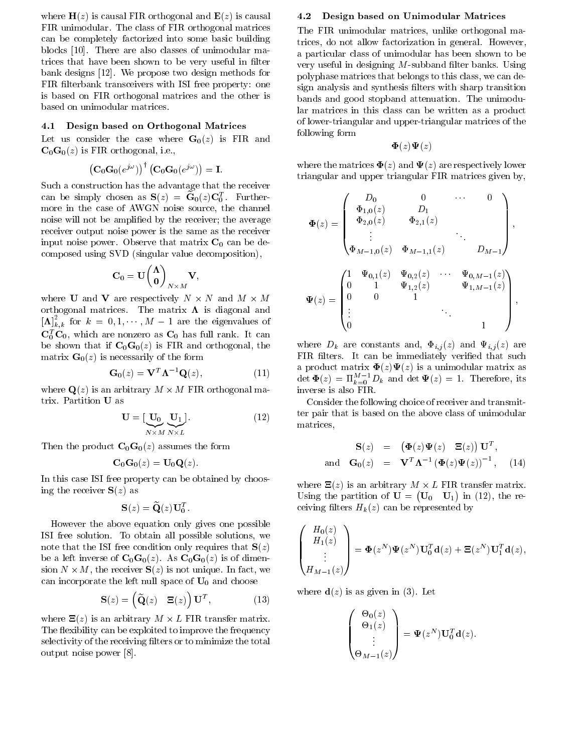where $\mathbf{H}(z)$ is causal FIR orthogonal and $\mathbf{E}(z)$ is causal FIR unimodular. The class of FIR orthogonal matrices can be completely factorized into some basic building blocks [10]. There are also classes of unimodular matrices that have been shown to be very useful in filter bank designs [12]. We propose two design methods for FIR filterbank transceivers with ISI free property: one is based on FIR orthogonal matrices and the other is based on unimodular matrices.

### 4.1 Design based on Orthogonal Matrices

Let us consider the case where $\mathbf{G}_0(z)$ is FIR and $\mathbf{C}_0\mathbf{G}_0(z)$ is FIR orthogonal, i.e.,

$$\left(\mathbf{C}_0\mathbf{G}_0(e^{j\omega})\right)^\dagger \left(\mathbf{C}_0\mathbf{G}_0(e^{j\omega})\right) = \mathbf{I}.$$

Such a construction has the advantage that the receiver can be simply chosen as $\mathbf{S}(z) = \widetilde{\mathbf{G}}_0(z)\mathbf{C}_0^T$. Furthermore in the case of AWGN noise source, the channel noise will not be amplified by the receiver; the average receiver output noise power is the same as the receiver input noise power. Observe that matrix $\mathbf{C}_0$ can be decomposed using SVD (singular value decomposition),

$$\mathbf{C}_0 = \mathbf{U}\underbrace{\begin{pmatrix}\mathbf{\Lambda}\\ \mathbf{0}\end{pmatrix}}_{N\times M}\mathbf{V},$$

where $\mathbf{U}$ and $\mathbf{V}$ are respectively $N \times N$ and $M \times M$ orthogonal matrices. The matrix $\mathbf{\Lambda}$ is diagonal and $[\mathbf{\Lambda}]^2_{k,k}$ for $k = 0, 1, \cdots, M-1$ are the eigenvalues of $\mathbf{C}_0^T\mathbf{C}_0$, which are nonzero as $\mathbf{C}_0$ has full rank. It can be shown that if $\mathbf{C}_0\mathbf{G}_0(z)$ is FIR and orthogonal, the matrix $\mathbf{G}_0(z)$ is necessarily of the form

$$\mathbf{G}_0(z) = \mathbf{V}^T\mathbf{\Lambda}^{-1}\mathbf{Q}(z), \tag{11}$$

where $\mathbf{Q}(z)$ is an arbitrary $M \times M$ FIR orthogonal matrix. Partition $\mathbf{U}$ as

$$\mathbf{U} = [\underbrace{\mathbf{U}_0}_{N\times M}\ \underbrace{\mathbf{U}_1}_{N\times L}]. \tag{12}$$

Then the product $\mathbf{C}_0\mathbf{G}_0(z)$ assumes the form

$$\mathbf{C}_0\mathbf{G}_0(z) = \mathbf{U}_0\mathbf{Q}(z).$$

In this case ISI free property can be obtained by choosing the receiver $\mathbf{S}(z)$ as

$$\mathbf{S}(z) = \widetilde{\mathbf{Q}}(z)\mathbf{U}_0^T.$$

However the above equation only gives one possible ISI free solution. To obtain all possible solutions, we note that the ISI free condition only requires that $\mathbf{S}(z)$ be a left inverse of $\mathbf{C}_0\mathbf{G}_0(z)$. As $\mathbf{C}_0\mathbf{G}_0(z)$ is of dimension $N \times M$, the receiver $\mathbf{S}(z)$ is not unique. In fact, we can incorporate the left null space of $\mathbf{U}_0$ and choose

$$\mathbf{S}(z) = \begin{pmatrix}\widetilde{\mathbf{Q}}(z) & \mathbf{\Xi}(z)\end{pmatrix}\mathbf{U}^T, \tag{13}$$

where $\mathbf{\Xi}(z)$ is an arbitrary $M \times L$ FIR transfer matrix. The flexibility can be exploited to improve the frequency selectivity of the receiving filters or to minimize the total output noise power [8].

### 4.2 Design based on Unimodular Matrices

The FIR unimodular matrices, unlike orthogonal matrices, do not allow factorization in general. However, a particular class of unimodular has been shown to be very useful in designing $M$-subband filter banks. Using polyphase matrices that belongs to this class, we can design analysis and synthesis filters with sharp transition bands and good stopband attenuation. The unimodular matrices in this class can be written as a product of lower-triangular and upper-triangular matrices of the following form

$$\mathbf{\Phi}(z)\mathbf{\Psi}(z)$$

where the matrices $\mathbf{\Phi}(z)$ and $\mathbf{\Psi}(z)$ are respectively lower triangular and upper triangular FIR matrices given by,

$$\mathbf{\Phi}(z) = \begin{pmatrix} D_0 & 0 & \cdots & 0\\ \Phi_{1,0}(z) & D_1 & & \\ \Phi_{2,0}(z) & \Phi_{2,1}(z) & & \\ \vdots & & \ddots & \\ \Phi_{M-1,0}(z) & \Phi_{M-1,1}(z) & & D_{M-1}\end{pmatrix},$$

$$\mathbf{\Psi}(z) = \begin{pmatrix} 1 & \Psi_{0,1}(z) & \Psi_{0,2}(z) & \cdots & \Psi_{0,M-1}(z)\\ 0 & 1 & \Psi_{1,2}(z) & & \Psi_{1,M-1}(z)\\ 0 & 0 & 1 & & \\ \vdots & & & \ddots & \\ 0 & & & & 1\end{pmatrix},$$

where $D_k$ are constants and, $\Phi_{i,j}(z)$ and $\Psi_{i,j}(z)$ are FIR filters. It can be immediately verified that such a product matrix $\mathbf{\Phi}(z)\mathbf{\Psi}(z)$ is a unimodular matrix as $\det\mathbf{\Phi}(z) = \Pi_{k=0}^{M-1}D_k$ and $\det\mathbf{\Psi}(z) = 1$. Therefore, its inverse is also FIR.

Consider the following choice of receiver and transmitter pair that is based on the above class of unimodular matrices,

$$\begin{aligned}\mathbf{S}(z) &= \begin{pmatrix}\mathbf{\Phi}(z)\mathbf{\Psi}(z) & \mathbf{\Xi}(z)\end{pmatrix}\mathbf{U}^T,\\ \text{and}\quad \mathbf{G}_0(z) &= \mathbf{V}^T\mathbf{\Lambda}^{-1}\left(\mathbf{\Phi}(z)\mathbf{\Psi}(z)\right)^{-1},\end{aligned} \tag{14}$$

where $\mathbf{\Xi}(z)$ is an arbitrary $M \times L$ FIR transfer matrix. Using the partition of $\mathbf{U} = \begin{pmatrix}\mathbf{U}_0 & \mathbf{U}_1\end{pmatrix}$ in (12), the receiving filters $H_k(z)$ can be represented by

$$\begin{pmatrix}H_0(z)\\ H_1(z)\\ \vdots\\ H_{M-1}(z)\end{pmatrix} = \mathbf{\Phi}(z^N)\mathbf{\Psi}(z^N)\mathbf{U}_0^T\mathbf{d}(z) + \mathbf{\Xi}(z^N)\mathbf{U}_1^T\mathbf{d}(z),$$

where $\mathbf{d}(z)$ is as given in (3). Let

$$\begin{pmatrix}\Theta_0(z)\\ \Theta_1(z)\\ \vdots\\ \Theta_{M-1}(z)\end{pmatrix} = \mathbf{\Psi}(z^N)\mathbf{U}_0^T\mathbf{d}(z).$$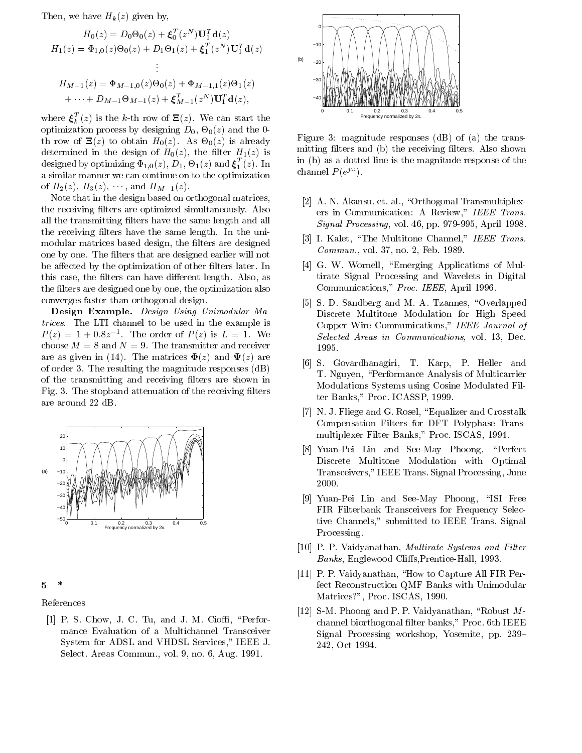Then, we have $H_k(z)$ given by,

$$
\begin{aligned}
H_0(z) &= D_0\Theta_0(z) + \boldsymbol{\xi}_0^T(z^N)\mathbf{U}_1^T\mathbf{d}(z) \\
H_1(z) &= \Phi_{1,0}(z)\Theta_0(z) + D_1\Theta_1(z) + \boldsymbol{\xi}_1^T(z^N)\mathbf{U}_1^T\mathbf{d}(z) \\
&\vdots \\
H_{M-1}(z) &= \Phi_{M-1,0}(z)\Theta_0(z) + \Phi_{M-1,1}(z)\Theta_1(z) \\
&+ \cdots + D_{M-1}\Theta_{M-1}(z) + \boldsymbol{\xi}_{M-1}^T(z^N)\mathbf{U}_1^T\mathbf{d}(z),
\end{aligned}
$$

where $\boldsymbol{\xi}_k^T(z)$ is the $k$-th row of $\Xi(z)$. We can start the optimization process by designing $D_0$, $\Theta_0(z)$ and the 0-th row of $\Xi(z)$ to obtain $H_0(z)$. As $\Theta_0(z)$ is already determined in the design of $H_0(z)$, the filter $H_1(z)$ is designed by optimizing $\Phi_{1,0}(z)$, $D_1$, $\Theta_1(z)$ and $\boldsymbol{\xi}_1^T(z)$. In a similar manner we can continue on to the optimization of $H_2(z)$, $H_3(z)$, $\cdots$, and $H_{M-1}(z)$.

Note that in the design based on orthogonal matrices, the receiving filters are optimized simultaneously. Also all the transmitting filters have the same length and all the receiving filters have the same length. In the unimodular matrices based design, the filters are designed one by one. The filters that are designed earlier will not be affected by the optimization of other filters later. In this case, the filters can have different length. Also, as the filters are designed one by one, the optimization also converges faster than orthogonal design.

**Design Example.** *Design Using Unimodular Matrices.* The LTI channel to be used in the example is $P(z) = 1 + 0.8z^{-1}$. The order of $P(z)$ is $L = 1$. We choose $M = 8$ and $N = 9$. The transmitter and receiver are as given in (14). The matrices $\mathbf{\Phi}(z)$ and $\mathbf{\Psi}(z)$ are of order 3. The resulting the magnitude responses (dB) of the transmitting and receiving filters are shown in Fig. 3. The stopband attenuation of the receiving filters are around 22 dB.

(a)
20
10
0
−10
−20
−30
−40
−50
0 0.1 0.2 0.3 0.4 0.5
Frequency normalized by 2π.

(b)
0
−10
−20
−30
−40
0 0.1 0.2 0.3 0.4 0.5
Frequency normalized by 2π.

Figure 3: magnitude responses (dB) of (a) the transmitting filters and (b) the receiving filters. Also shown in (b) as a dotted line is the magnitude response of the channel $P(e^{j\omega})$.

## 5 *

References

[1] P. S. Chow, J. C. Tu, and J. M. Cioffi, "Performance Evaluation of a Multichannel Transceiver System for ADSL and VHDSL Services," IEEE J. Select. Areas Commun., vol. 9, no. 6, Aug. 1991.

[2] A. N. Akansu, et. al., "Orthogonal Transmultiplexers in Communication: A Review," *IEEE Trans. Signal Processing*, vol. 46, pp. 979-995, April 1998.

[3] I. Kalet, "The Multitone Channel," *IEEE Trans. Commun.*, vol. 37, no. 2, Feb. 1989.

[4] G. W. Wornell, "Emerging Applications of Multirate Signal Processing and Wavelets in Digital Communications," *Proc. IEEE*, April 1996.

[5] S. D. Sandberg and M. A. Tzannes, "Overlapped Discrete Multitone Modulation for High Speed Copper Wire Communications," *IEEE Journal of Selected Areas in Communications,* vol. 13, Dec. 1995.

[6] S. Govardhanagiri, T. Karp, P. Heller and T. Nguyen, "Performance Analysis of Multicarrier Modulations Systems using Cosine Modulated Filter Banks," Proc. ICASSP, 1999.

[7] N. J. Fliege and G. Rosel, "Equalizer and Crosstalk Compensation Filters for DFT Polyphase Transmultiplexer Filter Banks," Proc. ISCAS, 1994.

[8] Yuan-Pei Lin and See-May Phoong, "Perfect Discrete Multitone Modulation with Optimal Transceivers," IEEE Trans. Signal Processing, June 2000.

[9] Yuan-Pei Lin and See-May Phoong, "ISI Free FIR Filterbank Transceivers for Frequency Selective Channels," submitted to IEEE Trans. Signal Processing.

[10] P. P. Vaidyanathan, *Multirate Systems and Filter Banks*, Englewood Cliffs,Prentice-Hall, 1993.

[11] P. P. Vaidyanathan, "How to Capture All FIR Perfect Reconstruction QMF Banks with Unimodular Matrices?", Proc. ISCAS, 1990.

[12] S-M. Phoong and P. P. Vaidyanathan, "Robust $M$-channel biorthogonal filter banks," Proc. 6th IEEE Signal Processing workshop, Yosemite, pp. 239–242, Oct 1994.